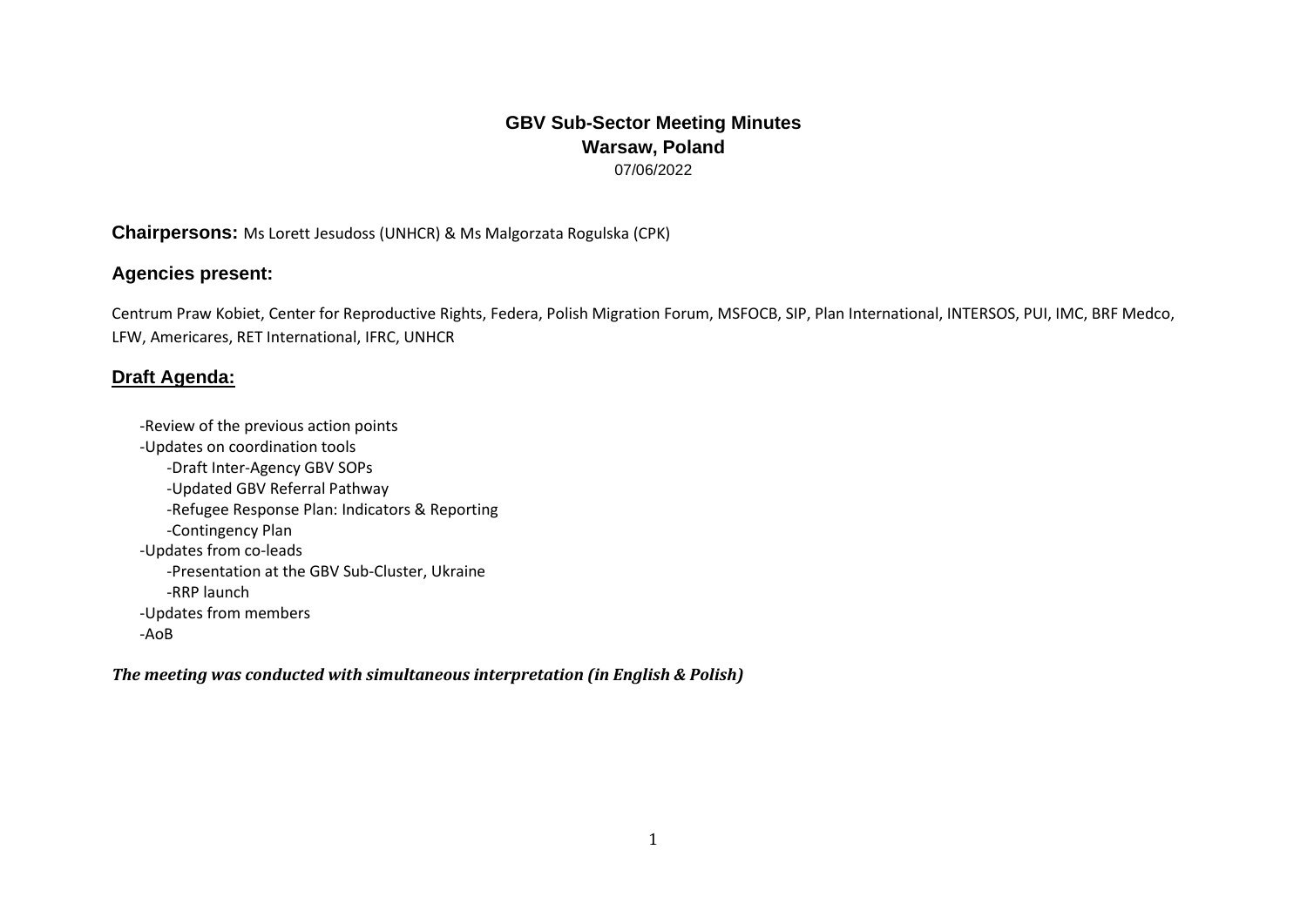# GBV Sub-Sector Meeting Minutes
## Warsaw, Poland
07/06/2022

**Chairpersons:** Ms Lorett Jesudoss (UNHCR) & Ms Malgorzata Rogulska (CPK)

### Agencies present:

Centrum Praw Kobiet, Center for Reproductive Rights, Federa, Polish Migration Forum, MSFOCB, SIP, Plan International, INTERSOS, PUI, IMC, BRF Medco, LFW, Americares, RET International, IFRC, UNHCR

### Draft Agenda:

- Review of the previous action points
- Updates on coordination tools
  - Draft Inter-Agency GBV SOPs
  - Updated GBV Referral Pathway
  - Refugee Response Plan: Indicators & Reporting
  - Contingency Plan
- Updates from co-leads
  - Presentation at the GBV Sub-Cluster, Ukraine
  - RRP launch
- Updates from members
- AoB

***The meeting was conducted with simultaneous interpretation (in English & Polish)***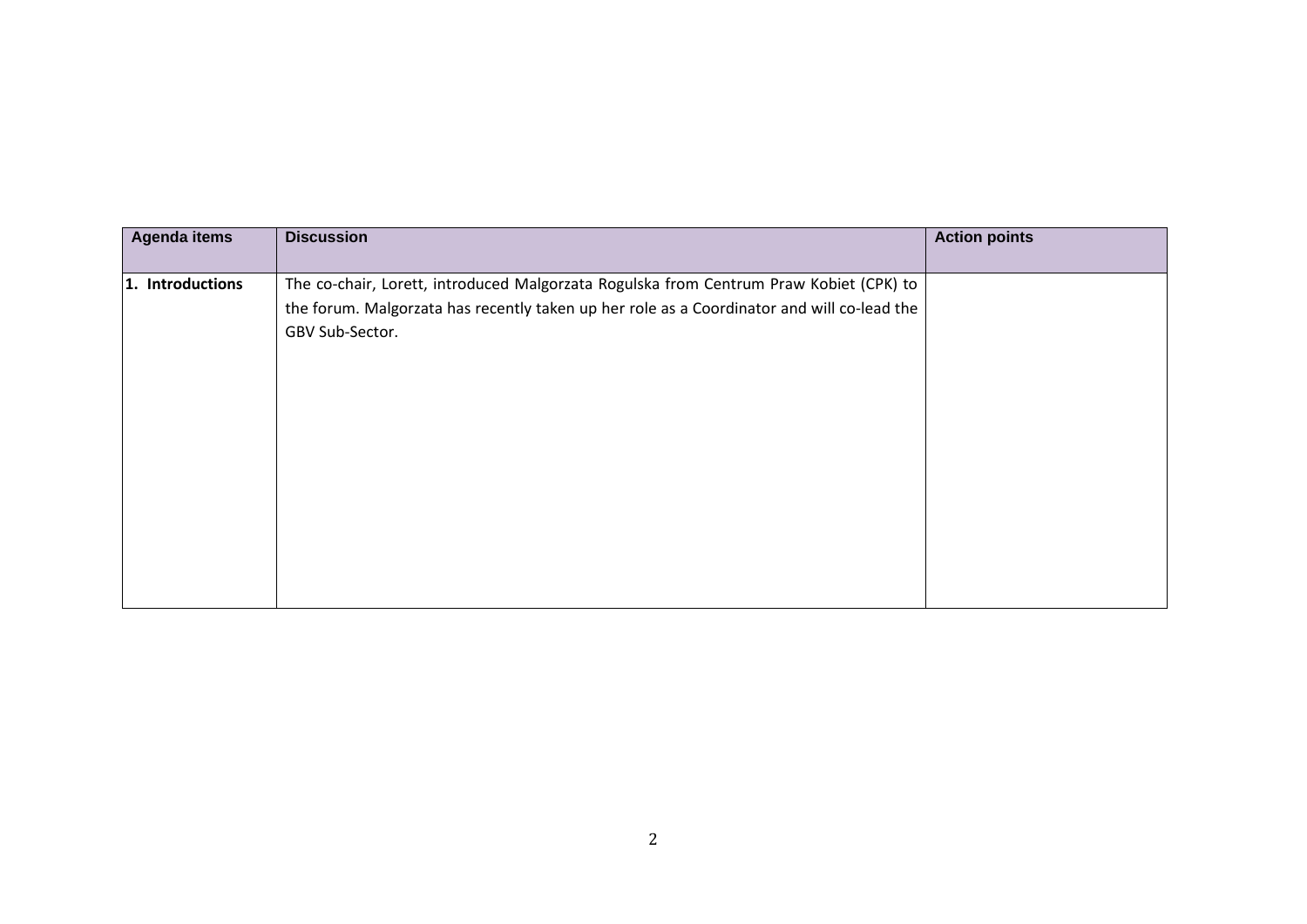| Agenda items | Discussion | Action points |
| --- | --- | --- |
| **1. Introductions** | The co-chair, Lorett, introduced Malgorzata Rogulska from Centrum Praw Kobiet (CPK) to the forum. Malgorzata has recently taken up her role as a Coordinator and will co-lead the GBV Sub-Sector. | |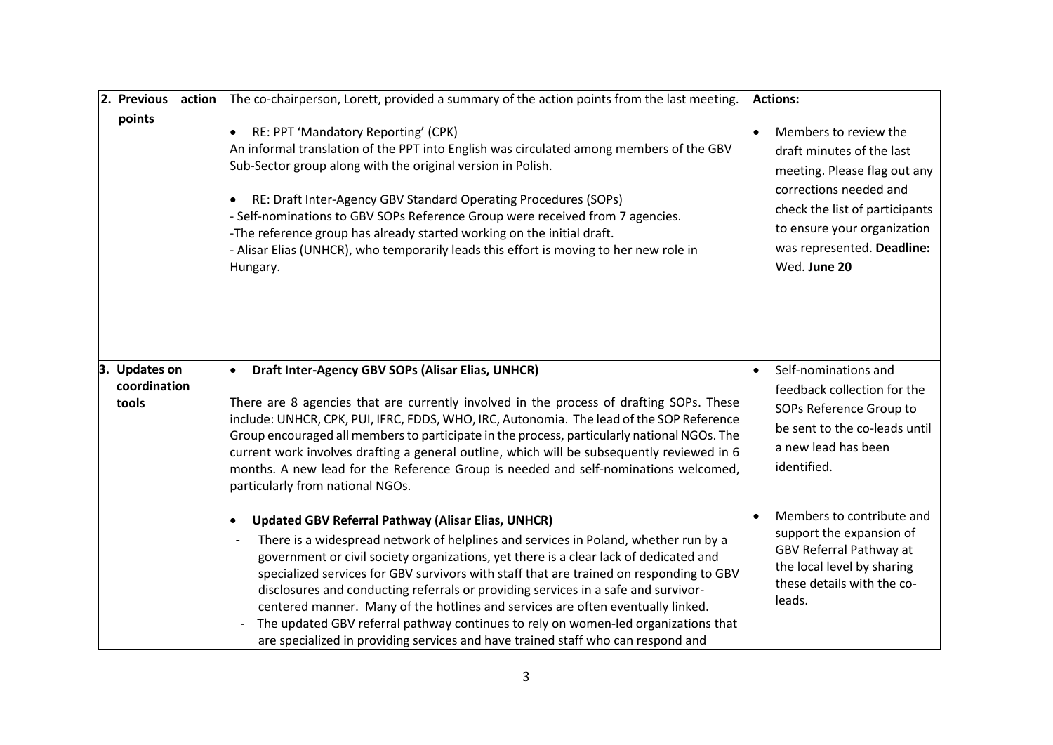| 2. Previous action points | The co-chairperson, Lorett, provided a summary of the action points from the last meeting.<br><br>• RE: PPT 'Mandatory Reporting' (CPK)<br>An informal translation of the PPT into English was circulated among members of the GBV Sub-Sector group along with the original version in Polish.<br><br>• RE: Draft Inter-Agency GBV Standard Operating Procedures (SOPs)<br>- Self-nominations to GBV SOPs Reference Group were received from 7 agencies.<br>-The reference group has already started working on the initial draft.<br>- Alisar Elias (UNHCR), who temporarily leads this effort is moving to her new role in Hungary. | **Actions:**<br><br>• Members to review the draft minutes of the last meeting. Please flag out any corrections needed and check the list of participants to ensure your organization was represented. **Deadline:** Wed. **June 20** |
|---|---|---|
| 3. Updates on coordination tools | • **Draft Inter-Agency GBV SOPs (Alisar Elias, UNHCR)**<br><br>There are 8 agencies that are currently involved in the process of drafting SOPs. These include: UNHCR, CPK, PUI, IFRC, FDDS, WHO, IRC, Autonomia. The lead of the SOP Reference Group encouraged all members to participate in the process, particularly national NGOs. The current work involves drafting a general outline, which will be subsequently reviewed in 6 months. A new lead for the Reference Group is needed and self-nominations welcomed, particularly from national NGOs.<br><br>• **Updated GBV Referral Pathway (Alisar Elias, UNHCR)**<br>- There is a widespread network of helplines and services in Poland, whether run by a government or civil society organizations, yet there is a clear lack of dedicated and specialized services for GBV survivors with staff that are trained on responding to GBV disclosures and conducting referrals or providing services in a safe and survivor-centered manner. Many of the hotlines and services are often eventually linked.<br>- The updated GBV referral pathway continues to rely on women-led organizations that are specialized in providing services and have trained staff who can respond and | • Self-nominations and feedback collection for the SOPs Reference Group to be sent to the co-leads until a new lead has been identified.<br><br>• Members to contribute and support the expansion of GBV Referral Pathway at the local level by sharing these details with the co-leads. |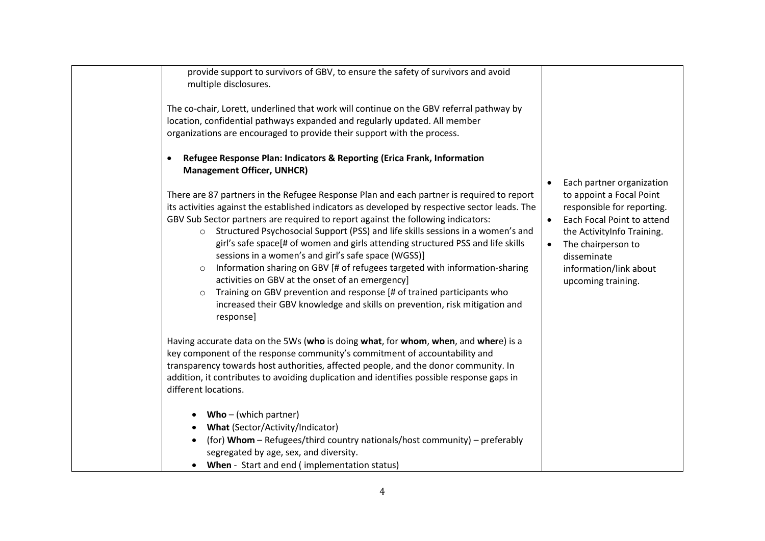| | | |
|---|---|---|
| | provide support to survivors of GBV, to ensure the safety of survivors and avoid multiple disclosures.<br><br>The co-chair, Lorett, underlined that work will continue on the GBV referral pathway by location, confidential pathways expanded and regularly updated. All member organizations are encouraged to provide their support with the process.<br><br>• **Refugee Response Plan: Indicators & Reporting (Erica Frank, Information Management Officer, UNHCR)**<br><br>There are 87 partners in the Refugee Response Plan and each partner is required to report its activities against the established indicators as developed by respective sector leads. The GBV Sub Sector partners are required to report against the following indicators:<br>  ○ Structured Psychosocial Support (PSS) and life skills sessions in a women's and girl's safe space[# of women and girls attending structured PSS and life skills sessions in a women's and girl's safe space (WGSS)]<br>  ○ Information sharing on GBV [# of refugees targeted with information-sharing activities on GBV at the onset of an emergency]<br>  ○ Training on GBV prevention and response [# of trained participants who increased their GBV knowledge and skills on prevention, risk mitigation and response]<br><br>Having accurate data on the 5Ws (**who** is doing **what**, for **whom**, **when**, and **wher**e) is a key component of the response community's commitment of accountability and transparency towards host authorities, affected people, and the donor community. In addition, it contributes to avoiding duplication and identifies possible response gaps in different locations.<br><br>• **Who** – (which partner)<br>• **What** (Sector/Activity/Indicator)<br>• (for) **Whom** – Refugees/third country nationals/host community) – preferably segregated by age, sex, and diversity.<br>• **When** - Start and end ( implementation status) | • Each partner organization to appoint a Focal Point responsible for reporting.<br>• Each Focal Point to attend the ActivityInfo Training.<br>• The chairperson to disseminate information/link about upcoming training. |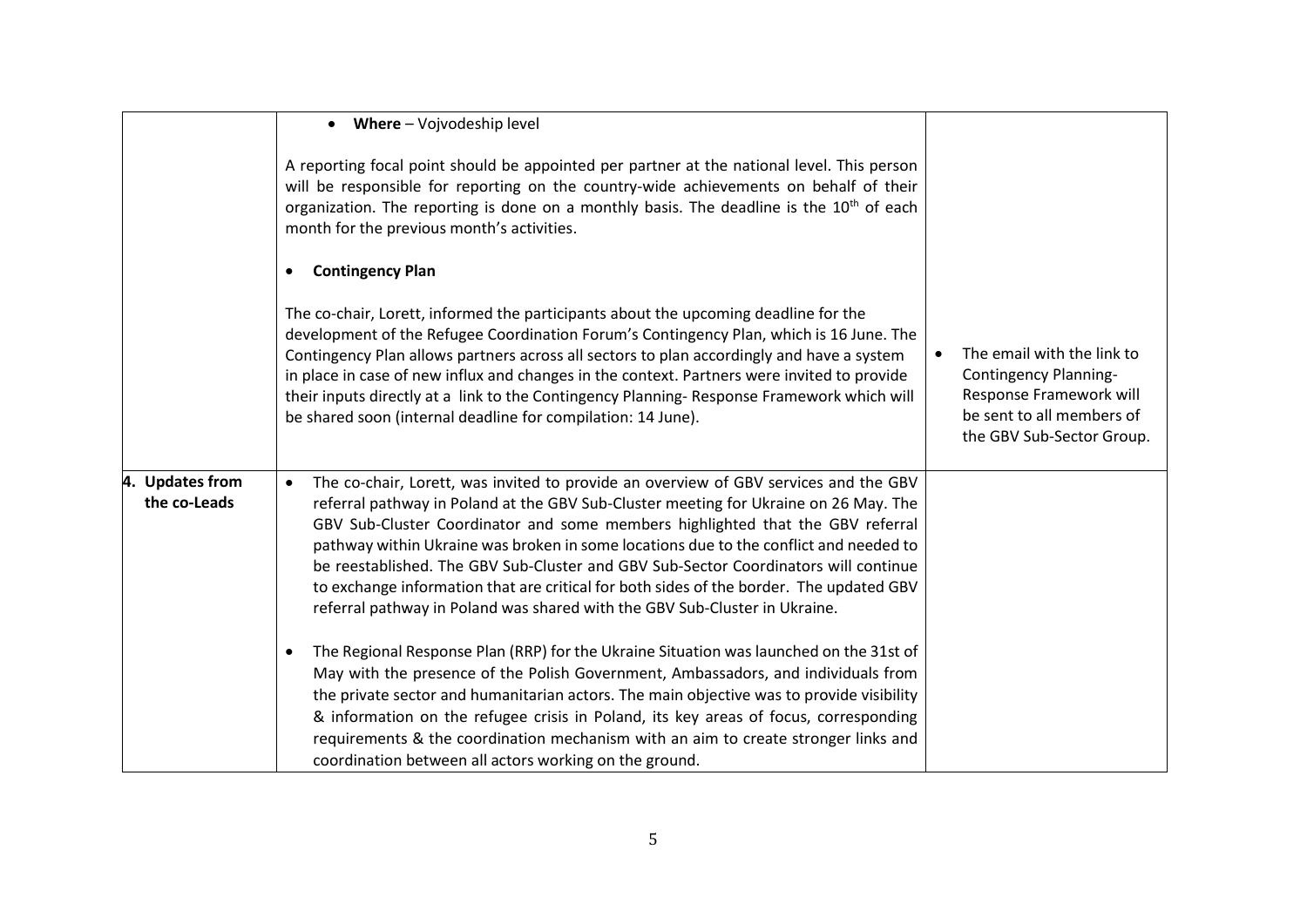| | | |
|---|---|---|
| | • **Where** – Vojvodeship level<br><br>A reporting focal point should be appointed per partner at the national level. This person will be responsible for reporting on the country-wide achievements on behalf of their organization. The reporting is done on a monthly basis. The deadline is the 10th of each month for the previous month's activities.<br><br>• **Contingency Plan**<br><br>The co-chair, Lorett, informed the participants about the upcoming deadline for the development of the Refugee Coordination Forum's Contingency Plan, which is 16 June. The Contingency Plan allows partners across all sectors to plan accordingly and have a system in place in case of new influx and changes in the context. Partners were invited to provide their inputs directly at a link to the Contingency Planning- Response Framework which will be shared soon (internal deadline for compilation: 14 June). | • The email with the link to Contingency Planning- Response Framework will be sent to all members of the GBV Sub-Sector Group. |
| **4. Updates from the co-Leads** | • The co-chair, Lorett, was invited to provide an overview of GBV services and the GBV referral pathway in Poland at the GBV Sub-Cluster meeting for Ukraine on 26 May. The GBV Sub-Cluster Coordinator and some members highlighted that the GBV referral pathway within Ukraine was broken in some locations due to the conflict and needed to be reestablished. The GBV Sub-Cluster and GBV Sub-Sector Coordinators will continue to exchange information that are critical for both sides of the border. The updated GBV referral pathway in Poland was shared with the GBV Sub-Cluster in Ukraine.<br><br>• The Regional Response Plan (RRP) for the Ukraine Situation was launched on the 31st of May with the presence of the Polish Government, Ambassadors, and individuals from the private sector and humanitarian actors. The main objective was to provide visibility & information on the refugee crisis in Poland, its key areas of focus, corresponding requirements & the coordination mechanism with an aim to create stronger links and coordination between all actors working on the ground. | |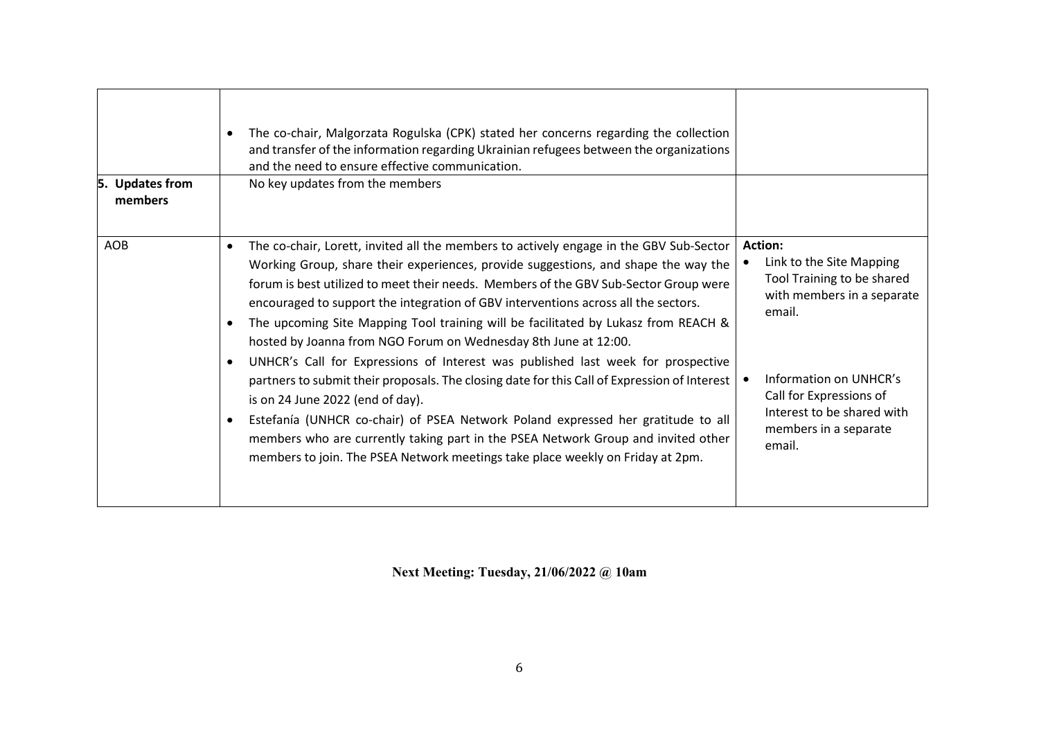| | | |
|---|---|---|
| | • The co-chair, Malgorzata Rogulska (CPK) stated her concerns regarding the collection and transfer of the information regarding Ukrainian refugees between the organizations and the need to ensure effective communication. | |
| **5. Updates from members** | No key updates from the members | |
| AOB | • The co-chair, Lorett, invited all the members to actively engage in the GBV Sub-Sector Working Group, share their experiences, provide suggestions, and shape the way the forum is best utilized to meet their needs. Members of the GBV Sub-Sector Group were encouraged to support the integration of GBV interventions across all the sectors.<br>• The upcoming Site Mapping Tool training will be facilitated by Lukasz from REACH & hosted by Joanna from NGO Forum on Wednesday 8th June at 12:00.<br>• UNHCR's Call for Expressions of Interest was published last week for prospective partners to submit their proposals. The closing date for this Call of Expression of Interest is on 24 June 2022 (end of day).<br>• Estefanía (UNHCR co-chair) of PSEA Network Poland expressed her gratitude to all members who are currently taking part in the PSEA Network Group and invited other members to join. The PSEA Network meetings take place weekly on Friday at 2pm. | **Action:**<br>• Link to the Site Mapping Tool Training to be shared with members in a separate email.<br>• Information on UNHCR's Call for Expressions of Interest to be shared with members in a separate email. |

**Next Meeting: Tuesday, 21/06/2022 @ 10am**